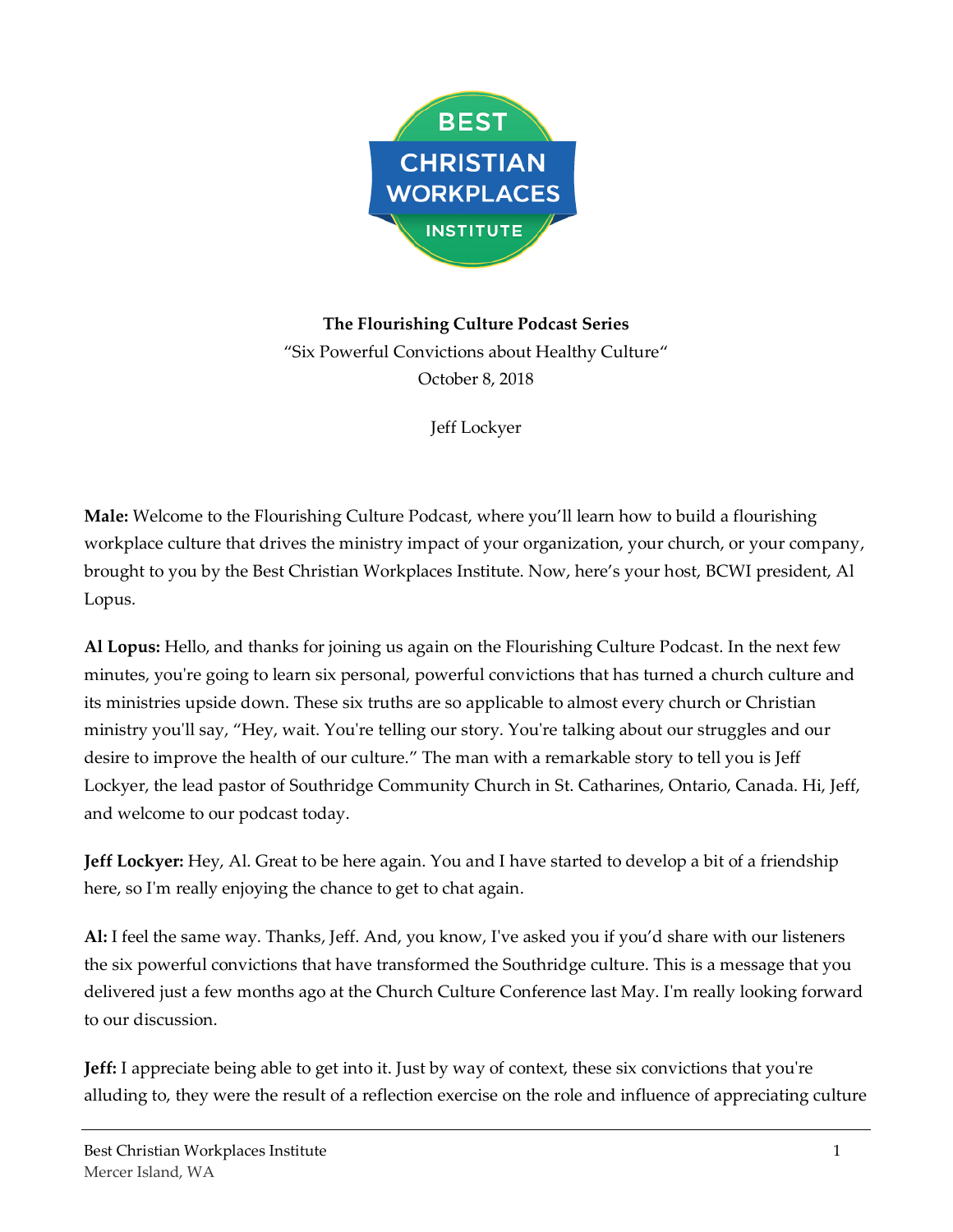**The Flourishing Culture Podcast Series**

"Six Powerful Convictions about Healthy Culture"

October 8, 2018

Jeff Lockyer

**Male:** Welcome to the Flourishing Culture Podcast, where you'll learn how to build a flourishing workplace culture that drives the ministry impact of your organization, your church, or your company, brought to you by the Best Christian Workplaces Institute. Now, here's your host, BCWI president, Al Lopus.

**Al Lopus:** Hello, and thanks for joining us again on the Flourishing Culture Podcast. In the next few minutes, you're going to learn six personal, powerful convictions that has turned a church culture and its ministries upside down. These six truths are so applicable to almost every church or Christian ministry you'll say, "Hey, wait. You're telling our story. You're talking about our struggles and our desire to improve the health of our culture." The man with a remarkable story to tell you is Jeff Lockyer, the lead pastor of Southridge Community Church in St. Catharines, Ontario, Canada. Hi, Jeff, and welcome to our podcast today.

**Jeff Lockyer:** Hey, Al. Great to be here again. You and I have started to develop a bit of a friendship here, so I'm really enjoying the chance to get to chat again.

**Al:** I feel the same way. Thanks, Jeff. And, you know, I've asked you if you'd share with our listeners the six powerful convictions that have transformed the Southridge culture. This is a message that you delivered just a few months ago at the Church Culture Conference last May. I'm really looking forward to our discussion.

**Jeff:** I appreciate being able to get into it. Just by way of context, these six convictions that you're alluding to, they were the result of a reflection exercise on the role and influence of appreciating culture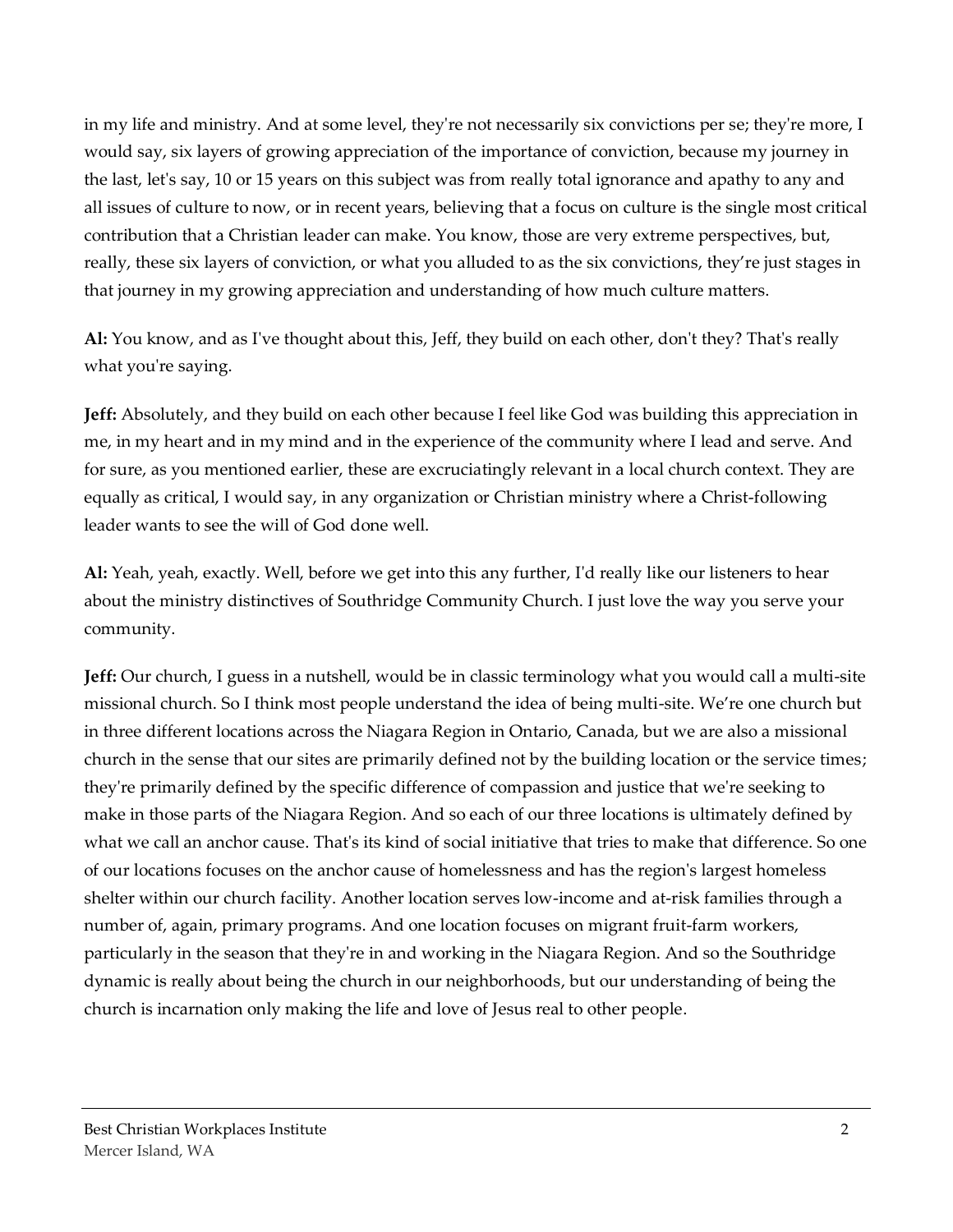in my life and ministry. And at some level, they're not necessarily six convictions per se; they're more, I would say, six layers of growing appreciation of the importance of conviction, because my journey in the last, let's say, 10 or 15 years on this subject was from really total ignorance and apathy to any and all issues of culture to now, or in recent years, believing that a focus on culture is the single most critical contribution that a Christian leader can make. You know, those are very extreme perspectives, but, really, these six layers of conviction, or what you alluded to as the six convictions, they're just stages in that journey in my growing appreciation and understanding of how much culture matters.

**Al:** You know, and as I've thought about this, Jeff, they build on each other, don't they? That's really what you're saying.

**Jeff:** Absolutely, and they build on each other because I feel like God was building this appreciation in me, in my heart and in my mind and in the experience of the community where I lead and serve. And for sure, as you mentioned earlier, these are excruciatingly relevant in a local church context. They are equally as critical, I would say, in any organization or Christian ministry where a Christ-following leader wants to see the will of God done well.

**Al:** Yeah, yeah, exactly. Well, before we get into this any further, I'd really like our listeners to hear about the ministry distinctives of Southridge Community Church. I just love the way you serve your community.

**Jeff:** Our church, I guess in a nutshell, would be in classic terminology what you would call a multi-site missional church. So I think most people understand the idea of being multi-site. We're one church but in three different locations across the Niagara Region in Ontario, Canada, but we are also a missional church in the sense that our sites are primarily defined not by the building location or the service times; they're primarily defined by the specific difference of compassion and justice that we're seeking to make in those parts of the Niagara Region. And so each of our three locations is ultimately defined by what we call an anchor cause. That's its kind of social initiative that tries to make that difference. So one of our locations focuses on the anchor cause of homelessness and has the region's largest homeless shelter within our church facility. Another location serves low-income and at-risk families through a number of, again, primary programs. And one location focuses on migrant fruit-farm workers, particularly in the season that they're in and working in the Niagara Region. And so the Southridge dynamic is really about being the church in our neighborhoods, but our understanding of being the church is incarnation only making the life and love of Jesus real to other people.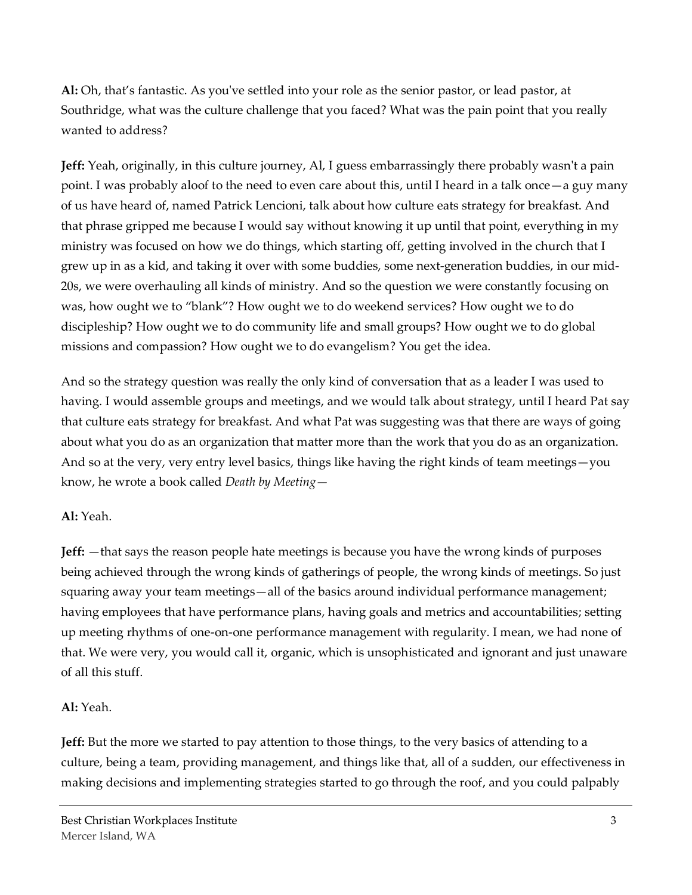**Al:** Oh, that's fantastic. As you've settled into your role as the senior pastor, or lead pastor, at Southridge, what was the culture challenge that you faced? What was the pain point that you really wanted to address?

**Jeff:** Yeah, originally, in this culture journey, Al, I guess embarrassingly there probably wasn't a pain point. I was probably aloof to the need to even care about this, until I heard in a talk once—a guy many of us have heard of, named Patrick Lencioni, talk about how culture eats strategy for breakfast. And that phrase gripped me because I would say without knowing it up until that point, everything in my ministry was focused on how we do things, which starting off, getting involved in the church that I grew up in as a kid, and taking it over with some buddies, some next-generation buddies, in our mid-20s, we were overhauling all kinds of ministry. And so the question we were constantly focusing on was, how ought we to "blank"? How ought we to do weekend services? How ought we to do discipleship? How ought we to do community life and small groups? How ought we to do global missions and compassion? How ought we to do evangelism? You get the idea.

And so the strategy question was really the only kind of conversation that as a leader I was used to having. I would assemble groups and meetings, and we would talk about strategy, until I heard Pat say that culture eats strategy for breakfast. And what Pat was suggesting was that there are ways of going about what you do as an organization that matter more than the work that you do as an organization. And so at the very, very entry level basics, things like having the right kinds of team meetings—you know, he wrote a book called *Death by Meeting*—

**Al:** Yeah.

**Jeff:** —that says the reason people hate meetings is because you have the wrong kinds of purposes being achieved through the wrong kinds of gatherings of people, the wrong kinds of meetings. So just squaring away your team meetings—all of the basics around individual performance management; having employees that have performance plans, having goals and metrics and accountabilities; setting up meeting rhythms of one-on-one performance management with regularity. I mean, we had none of that. We were very, you would call it, organic, which is unsophisticated and ignorant and just unaware of all this stuff.

**Al:** Yeah.

**Jeff:** But the more we started to pay attention to those things, to the very basics of attending to a culture, being a team, providing management, and things like that, all of a sudden, our effectiveness in making decisions and implementing strategies started to go through the roof, and you could palpably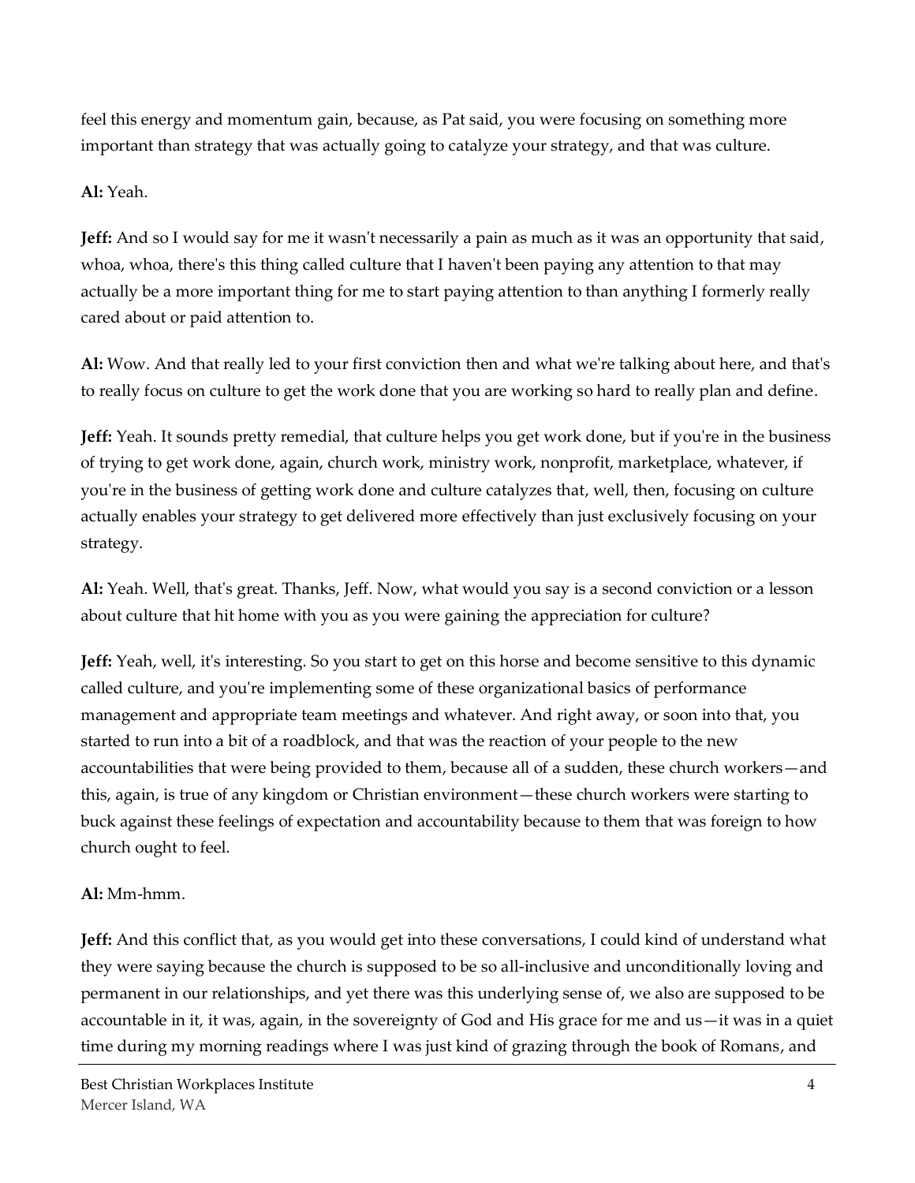feel this energy and momentum gain, because, as Pat said, you were focusing on something more important than strategy that was actually going to catalyze your strategy, and that was culture.

**Al:** Yeah.

**Jeff:** And so I would say for me it wasn't necessarily a pain as much as it was an opportunity that said, whoa, whoa, there's this thing called culture that I haven't been paying any attention to that may actually be a more important thing for me to start paying attention to than anything I formerly really cared about or paid attention to.

**Al:** Wow. And that really led to your first conviction then and what we're talking about here, and that's to really focus on culture to get the work done that you are working so hard to really plan and define.

**Jeff:** Yeah. It sounds pretty remedial, that culture helps you get work done, but if you're in the business of trying to get work done, again, church work, ministry work, nonprofit, marketplace, whatever, if you're in the business of getting work done and culture catalyzes that, well, then, focusing on culture actually enables your strategy to get delivered more effectively than just exclusively focusing on your strategy.

**Al:** Yeah. Well, that's great. Thanks, Jeff. Now, what would you say is a second conviction or a lesson about culture that hit home with you as you were gaining the appreciation for culture?

**Jeff:** Yeah, well, it's interesting. So you start to get on this horse and become sensitive to this dynamic called culture, and you're implementing some of these organizational basics of performance management and appropriate team meetings and whatever. And right away, or soon into that, you started to run into a bit of a roadblock, and that was the reaction of your people to the new accountabilities that were being provided to them, because all of a sudden, these church workers—and this, again, is true of any kingdom or Christian environment—these church workers were starting to buck against these feelings of expectation and accountability because to them that was foreign to how church ought to feel.

**Al:** Mm-hmm.

**Jeff:** And this conflict that, as you would get into these conversations, I could kind of understand what they were saying because the church is supposed to be so all-inclusive and unconditionally loving and permanent in our relationships, and yet there was this underlying sense of, we also are supposed to be accountable in it, it was, again, in the sovereignty of God and His grace for me and us—it was in a quiet time during my morning readings where I was just kind of grazing through the book of Romans, and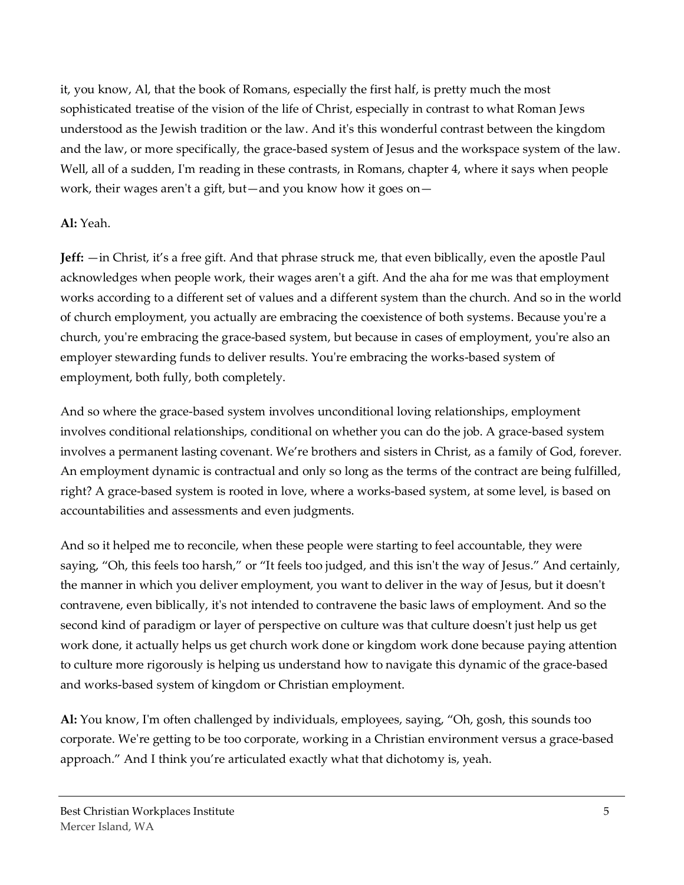it, you know, Al, that the book of Romans, especially the first half, is pretty much the most sophisticated treatise of the vision of the life of Christ, especially in contrast to what Roman Jews understood as the Jewish tradition or the law. And it's this wonderful contrast between the kingdom and the law, or more specifically, the grace-based system of Jesus and the workspace system of the law. Well, all of a sudden, I'm reading in these contrasts, in Romans, chapter 4, where it says when people work, their wages aren't a gift, but—and you know how it goes on—

**Al:** Yeah.

**Jeff:** —in Christ, it's a free gift. And that phrase struck me, that even biblically, even the apostle Paul acknowledges when people work, their wages aren't a gift. And the aha for me was that employment works according to a different set of values and a different system than the church. And so in the world of church employment, you actually are embracing the coexistence of both systems. Because you're a church, you're embracing the grace-based system, but because in cases of employment, you're also an employer stewarding funds to deliver results. You're embracing the works-based system of employment, both fully, both completely.

And so where the grace-based system involves unconditional loving relationships, employment involves conditional relationships, conditional on whether you can do the job. A grace-based system involves a permanent lasting covenant. We're brothers and sisters in Christ, as a family of God, forever. An employment dynamic is contractual and only so long as the terms of the contract are being fulfilled, right? A grace-based system is rooted in love, where a works-based system, at some level, is based on accountabilities and assessments and even judgments.

And so it helped me to reconcile, when these people were starting to feel accountable, they were saying, "Oh, this feels too harsh," or "It feels too judged, and this isn't the way of Jesus." And certainly, the manner in which you deliver employment, you want to deliver in the way of Jesus, but it doesn't contravene, even biblically, it's not intended to contravene the basic laws of employment. And so the second kind of paradigm or layer of perspective on culture was that culture doesn't just help us get work done, it actually helps us get church work done or kingdom work done because paying attention to culture more rigorously is helping us understand how to navigate this dynamic of the grace-based and works-based system of kingdom or Christian employment.

**Al:** You know, I'm often challenged by individuals, employees, saying, "Oh, gosh, this sounds too corporate. We're getting to be too corporate, working in a Christian environment versus a grace-based approach." And I think you're articulated exactly what that dichotomy is, yeah.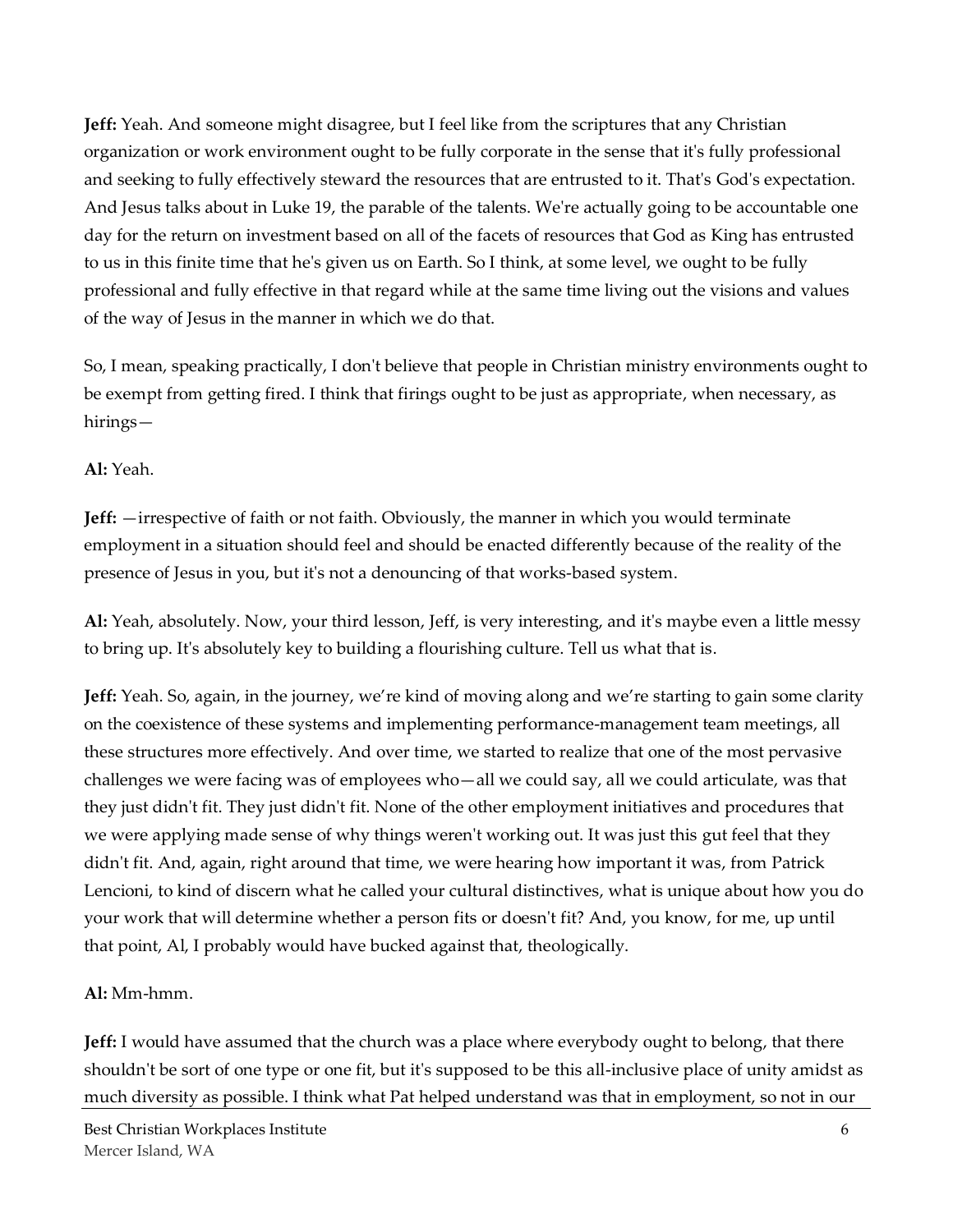**Jeff:** Yeah. And someone might disagree, but I feel like from the scriptures that any Christian organization or work environment ought to be fully corporate in the sense that it's fully professional and seeking to fully effectively steward the resources that are entrusted to it. That's God's expectation. And Jesus talks about in Luke 19, the parable of the talents. We're actually going to be accountable one day for the return on investment based on all of the facets of resources that God as King has entrusted to us in this finite time that he's given us on Earth. So I think, at some level, we ought to be fully professional and fully effective in that regard while at the same time living out the visions and values of the way of Jesus in the manner in which we do that.

So, I mean, speaking practically, I don't believe that people in Christian ministry environments ought to be exempt from getting fired. I think that firings ought to be just as appropriate, when necessary, as hirings—

**Al:** Yeah.

**Jeff:** —irrespective of faith or not faith. Obviously, the manner in which you would terminate employment in a situation should feel and should be enacted differently because of the reality of the presence of Jesus in you, but it's not a denouncing of that works-based system.

**Al:** Yeah, absolutely. Now, your third lesson, Jeff, is very interesting, and it's maybe even a little messy to bring up. It's absolutely key to building a flourishing culture. Tell us what that is.

**Jeff:** Yeah. So, again, in the journey, we're kind of moving along and we're starting to gain some clarity on the coexistence of these systems and implementing performance-management team meetings, all these structures more effectively. And over time, we started to realize that one of the most pervasive challenges we were facing was of employees who—all we could say, all we could articulate, was that they just didn't fit. They just didn't fit. None of the other employment initiatives and procedures that we were applying made sense of why things weren't working out. It was just this gut feel that they didn't fit. And, again, right around that time, we were hearing how important it was, from Patrick Lencioni, to kind of discern what he called your cultural distinctives, what is unique about how you do your work that will determine whether a person fits or doesn't fit? And, you know, for me, up until that point, Al, I probably would have bucked against that, theologically.

**Al:** Mm-hmm.

**Jeff:** I would have assumed that the church was a place where everybody ought to belong, that there shouldn't be sort of one type or one fit, but it's supposed to be this all-inclusive place of unity amidst as much diversity as possible. I think what Pat helped understand was that in employment, so not in our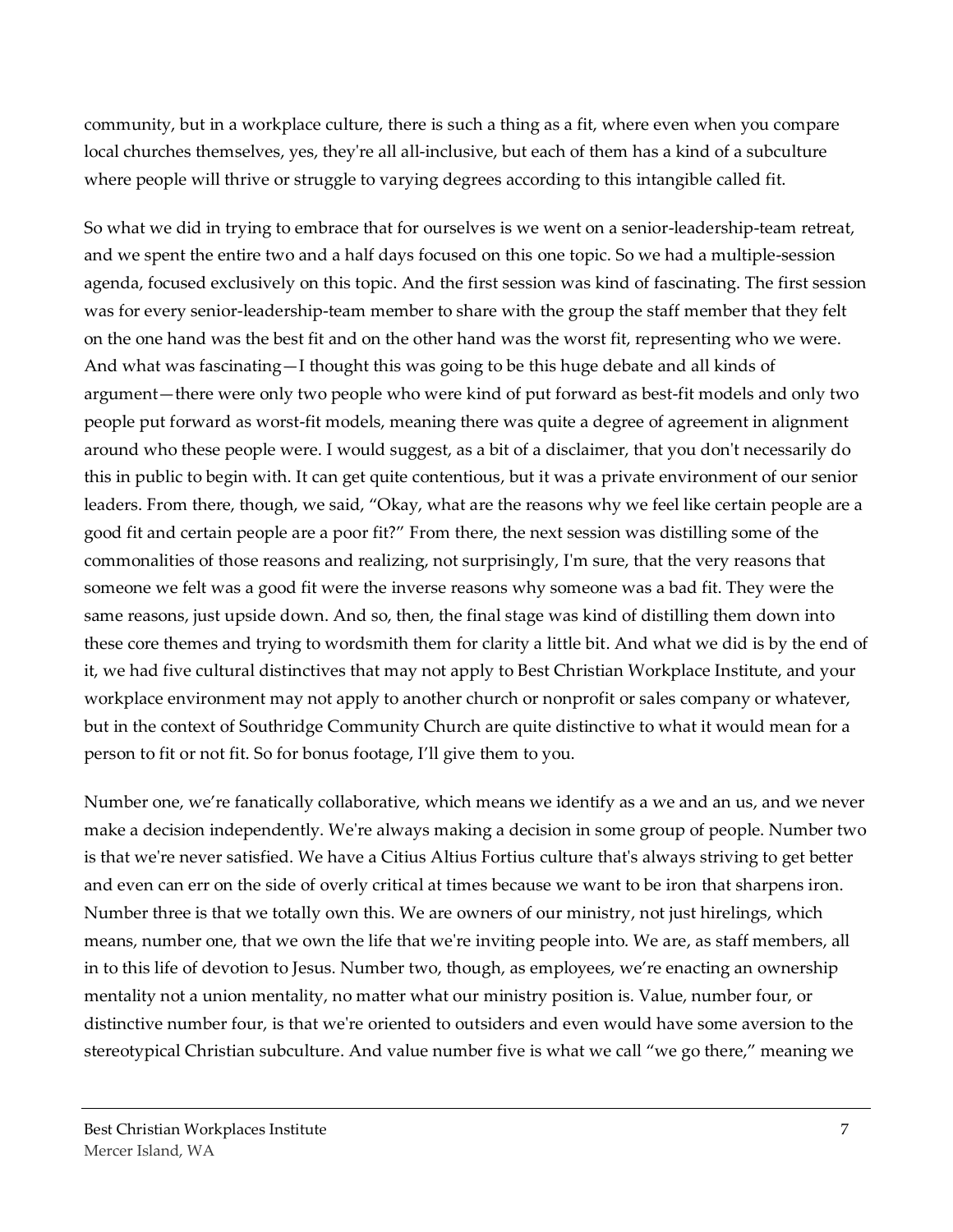community, but in a workplace culture, there is such a thing as a fit, where even when you compare local churches themselves, yes, they're all all-inclusive, but each of them has a kind of a subculture where people will thrive or struggle to varying degrees according to this intangible called fit.

So what we did in trying to embrace that for ourselves is we went on a senior-leadership-team retreat, and we spent the entire two and a half days focused on this one topic. So we had a multiple-session agenda, focused exclusively on this topic. And the first session was kind of fascinating. The first session was for every senior-leadership-team member to share with the group the staff member that they felt on the one hand was the best fit and on the other hand was the worst fit, representing who we were. And what was fascinating—I thought this was going to be this huge debate and all kinds of argument—there were only two people who were kind of put forward as best-fit models and only two people put forward as worst-fit models, meaning there was quite a degree of agreement in alignment around who these people were. I would suggest, as a bit of a disclaimer, that you don't necessarily do this in public to begin with. It can get quite contentious, but it was a private environment of our senior leaders. From there, though, we said, "Okay, what are the reasons why we feel like certain people are a good fit and certain people are a poor fit?" From there, the next session was distilling some of the commonalities of those reasons and realizing, not surprisingly, I'm sure, that the very reasons that someone we felt was a good fit were the inverse reasons why someone was a bad fit. They were the same reasons, just upside down. And so, then, the final stage was kind of distilling them down into these core themes and trying to wordsmith them for clarity a little bit. And what we did is by the end of it, we had five cultural distinctives that may not apply to Best Christian Workplace Institute, and your workplace environment may not apply to another church or nonprofit or sales company or whatever, but in the context of Southridge Community Church are quite distinctive to what it would mean for a person to fit or not fit. So for bonus footage, I'll give them to you.

Number one, we're fanatically collaborative, which means we identify as a we and an us, and we never make a decision independently. We're always making a decision in some group of people. Number two is that we're never satisfied. We have a Citius Altius Fortius culture that's always striving to get better and even can err on the side of overly critical at times because we want to be iron that sharpens iron. Number three is that we totally own this. We are owners of our ministry, not just hirelings, which means, number one, that we own the life that we're inviting people into. We are, as staff members, all in to this life of devotion to Jesus. Number two, though, as employees, we're enacting an ownership mentality not a union mentality, no matter what our ministry position is. Value, number four, or distinctive number four, is that we're oriented to outsiders and even would have some aversion to the stereotypical Christian subculture. And value number five is what we call "we go there," meaning we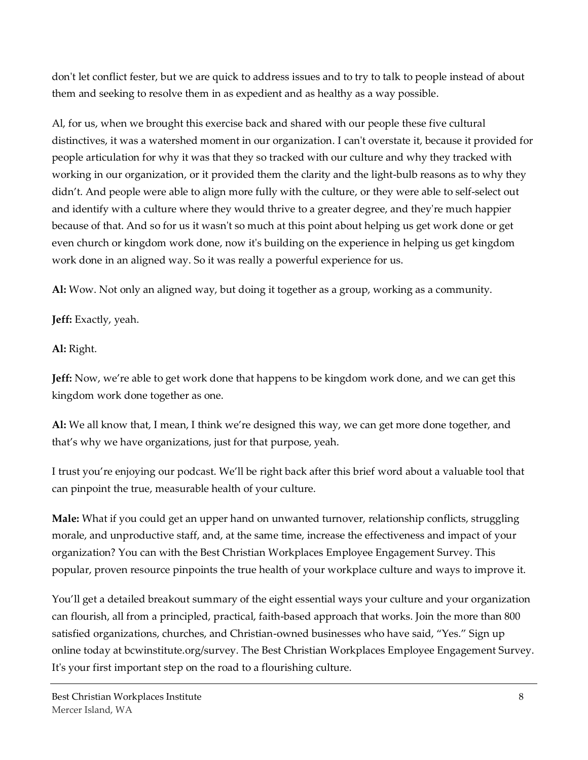don't let conflict fester, but we are quick to address issues and to try to talk to people instead of about them and seeking to resolve them in as expedient and as healthy as a way possible.

Al, for us, when we brought this exercise back and shared with our people these five cultural distinctives, it was a watershed moment in our organization. I can't overstate it, because it provided for people articulation for why it was that they so tracked with our culture and why they tracked with working in our organization, or it provided them the clarity and the light-bulb reasons as to why they didn't. And people were able to align more fully with the culture, or they were able to self-select out and identify with a culture where they would thrive to a greater degree, and they're much happier because of that. And so for us it wasn't so much at this point about helping us get work done or get even church or kingdom work done, now it's building on the experience in helping us get kingdom work done in an aligned way. So it was really a powerful experience for us.

**Al:** Wow. Not only an aligned way, but doing it together as a group, working as a community.

**Jeff:** Exactly, yeah.

**Al:** Right.

**Jeff:** Now, we're able to get work done that happens to be kingdom work done, and we can get this kingdom work done together as one.

**Al:** We all know that, I mean, I think we're designed this way, we can get more done together, and that's why we have organizations, just for that purpose, yeah.

I trust you're enjoying our podcast. We'll be right back after this brief word about a valuable tool that can pinpoint the true, measurable health of your culture.

**Male:** What if you could get an upper hand on unwanted turnover, relationship conflicts, struggling morale, and unproductive staff, and, at the same time, increase the effectiveness and impact of your organization? You can with the Best Christian Workplaces Employee Engagement Survey. This popular, proven resource pinpoints the true health of your workplace culture and ways to improve it.

You'll get a detailed breakout summary of the eight essential ways your culture and your organization can flourish, all from a principled, practical, faith-based approach that works. Join the more than 800 satisfied organizations, churches, and Christian-owned businesses who have said, "Yes." Sign up online today at bcwinstitute.org/survey. The Best Christian Workplaces Employee Engagement Survey. It's your first important step on the road to a flourishing culture.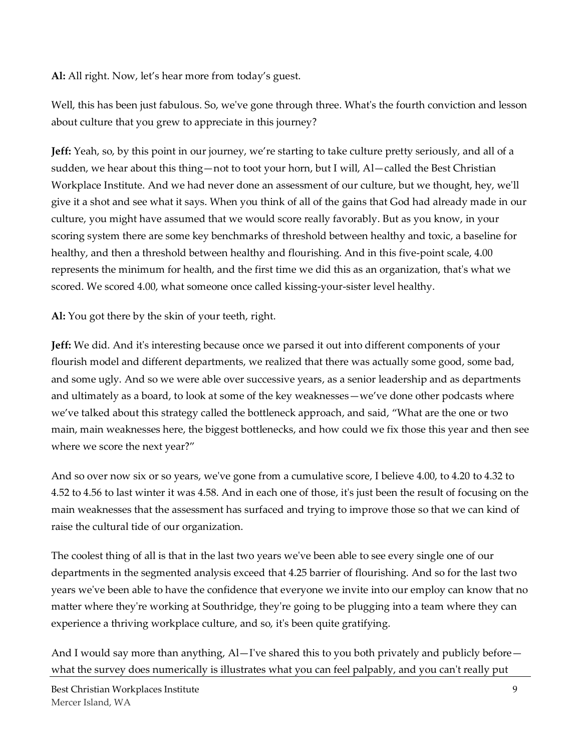**Al:** All right. Now, let's hear more from today's guest.

Well, this has been just fabulous. So, we've gone through three. What's the fourth conviction and lesson about culture that you grew to appreciate in this journey?

**Jeff:** Yeah, so, by this point in our journey, we're starting to take culture pretty seriously, and all of a sudden, we hear about this thing—not to toot your horn, but I will, Al—called the Best Christian Workplace Institute. And we had never done an assessment of our culture, but we thought, hey, we'll give it a shot and see what it says. When you think of all of the gains that God had already made in our culture, you might have assumed that we would score really favorably. But as you know, in your scoring system there are some key benchmarks of threshold between healthy and toxic, a baseline for healthy, and then a threshold between healthy and flourishing. And in this five-point scale, 4.00 represents the minimum for health, and the first time we did this as an organization, that's what we scored. We scored 4.00, what someone once called kissing-your-sister level healthy.

**Al:** You got there by the skin of your teeth, right.

**Jeff:** We did. And it's interesting because once we parsed it out into different components of your flourish model and different departments, we realized that there was actually some good, some bad, and some ugly. And so we were able over successive years, as a senior leadership and as departments and ultimately as a board, to look at some of the key weaknesses—we've done other podcasts where we've talked about this strategy called the bottleneck approach, and said, "What are the one or two main, main weaknesses here, the biggest bottlenecks, and how could we fix those this year and then see where we score the next year?"

And so over now six or so years, we've gone from a cumulative score, I believe 4.00, to 4.20 to 4.32 to 4.52 to 4.56 to last winter it was 4.58. And in each one of those, it's just been the result of focusing on the main weaknesses that the assessment has surfaced and trying to improve those so that we can kind of raise the cultural tide of our organization.

The coolest thing of all is that in the last two years we've been able to see every single one of our departments in the segmented analysis exceed that 4.25 barrier of flourishing. And so for the last two years we've been able to have the confidence that everyone we invite into our employ can know that no matter where they're working at Southridge, they're going to be plugging into a team where they can experience a thriving workplace culture, and so, it's been quite gratifying.

And I would say more than anything, Al—I've shared this to you both privately and publicly before—what the survey does numerically is illustrates what you can feel palpably, and you can't really put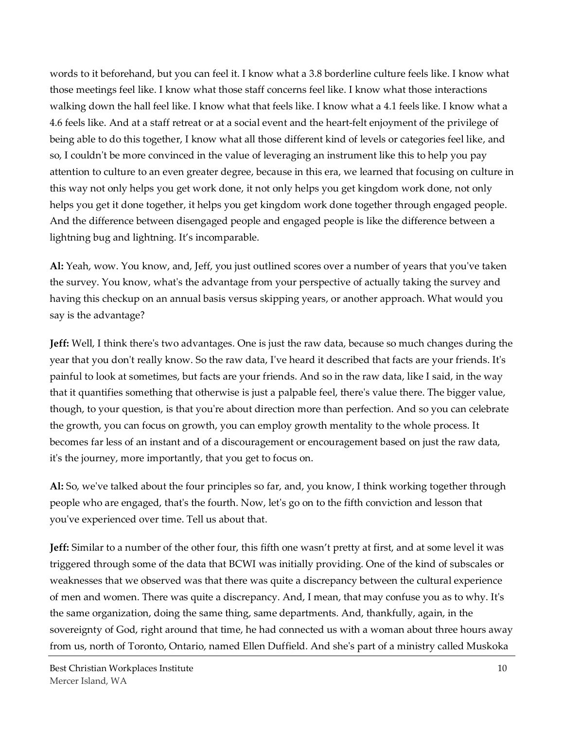words to it beforehand, but you can feel it. I know what a 3.8 borderline culture feels like. I know what those meetings feel like. I know what those staff concerns feel like. I know what those interactions walking down the hall feel like. I know what that feels like. I know what a 4.1 feels like. I know what a 4.6 feels like. And at a staff retreat or at a social event and the heart-felt enjoyment of the privilege of being able to do this together, I know what all those different kind of levels or categories feel like, and so, I couldn't be more convinced in the value of leveraging an instrument like this to help you pay attention to culture to an even greater degree, because in this era, we learned that focusing on culture in this way not only helps you get work done, it not only helps you get kingdom work done, not only helps you get it done together, it helps you get kingdom work done together through engaged people. And the difference between disengaged people and engaged people is like the difference between a lightning bug and lightning. It's incomparable.

**Al:** Yeah, wow. You know, and, Jeff, you just outlined scores over a number of years that you've taken the survey. You know, what's the advantage from your perspective of actually taking the survey and having this checkup on an annual basis versus skipping years, or another approach. What would you say is the advantage?

**Jeff:** Well, I think there's two advantages. One is just the raw data, because so much changes during the year that you don't really know. So the raw data, I've heard it described that facts are your friends. It's painful to look at sometimes, but facts are your friends. And so in the raw data, like I said, in the way that it quantifies something that otherwise is just a palpable feel, there's value there. The bigger value, though, to your question, is that you're about direction more than perfection. And so you can celebrate the growth, you can focus on growth, you can employ growth mentality to the whole process. It becomes far less of an instant and of a discouragement or encouragement based on just the raw data, it's the journey, more importantly, that you get to focus on.

**Al:** So, we've talked about the four principles so far, and, you know, I think working together through people who are engaged, that's the fourth. Now, let's go on to the fifth conviction and lesson that you've experienced over time. Tell us about that.

**Jeff:** Similar to a number of the other four, this fifth one wasn't pretty at first, and at some level it was triggered through some of the data that BCWI was initially providing. One of the kind of subscales or weaknesses that we observed was that there was quite a discrepancy between the cultural experience of men and women. There was quite a discrepancy. And, I mean, that may confuse you as to why. It's the same organization, doing the same thing, same departments. And, thankfully, again, in the sovereignty of God, right around that time, he had connected us with a woman about three hours away from us, north of Toronto, Ontario, named Ellen Duffield. And she's part of a ministry called Muskoka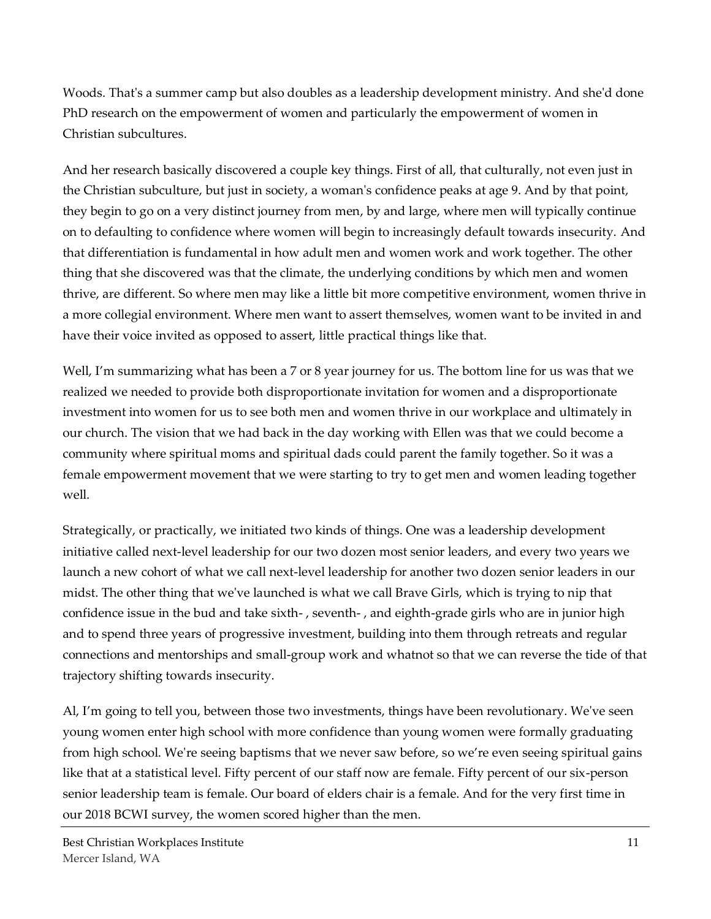Woods. That's a summer camp but also doubles as a leadership development ministry. And she'd done PhD research on the empowerment of women and particularly the empowerment of women in Christian subcultures.

And her research basically discovered a couple key things. First of all, that culturally, not even just in the Christian subculture, but just in society, a woman's confidence peaks at age 9. And by that point, they begin to go on a very distinct journey from men, by and large, where men will typically continue on to defaulting to confidence where women will begin to increasingly default towards insecurity. And that differentiation is fundamental in how adult men and women work and work together. The other thing that she discovered was that the climate, the underlying conditions by which men and women thrive, are different. So where men may like a little bit more competitive environment, women thrive in a more collegial environment. Where men want to assert themselves, women want to be invited in and have their voice invited as opposed to assert, little practical things like that.

Well, I'm summarizing what has been a 7 or 8 year journey for us. The bottom line for us was that we realized we needed to provide both disproportionate invitation for women and a disproportionate investment into women for us to see both men and women thrive in our workplace and ultimately in our church. The vision that we had back in the day working with Ellen was that we could become a community where spiritual moms and spiritual dads could parent the family together. So it was a female empowerment movement that we were starting to try to get men and women leading together well.

Strategically, or practically, we initiated two kinds of things. One was a leadership development initiative called next-level leadership for our two dozen most senior leaders, and every two years we launch a new cohort of what we call next-level leadership for another two dozen senior leaders in our midst. The other thing that we've launched is what we call Brave Girls, which is trying to nip that confidence issue in the bud and take sixth- , seventh- , and eighth-grade girls who are in junior high and to spend three years of progressive investment, building into them through retreats and regular connections and mentorships and small-group work and whatnot so that we can reverse the tide of that trajectory shifting towards insecurity.

Al, I'm going to tell you, between those two investments, things have been revolutionary. We've seen young women enter high school with more confidence than young women were formally graduating from high school. We're seeing baptisms that we never saw before, so we're even seeing spiritual gains like that at a statistical level. Fifty percent of our staff now are female. Fifty percent of our six-person senior leadership team is female. Our board of elders chair is a female. And for the very first time in our 2018 BCWI survey, the women scored higher than the men.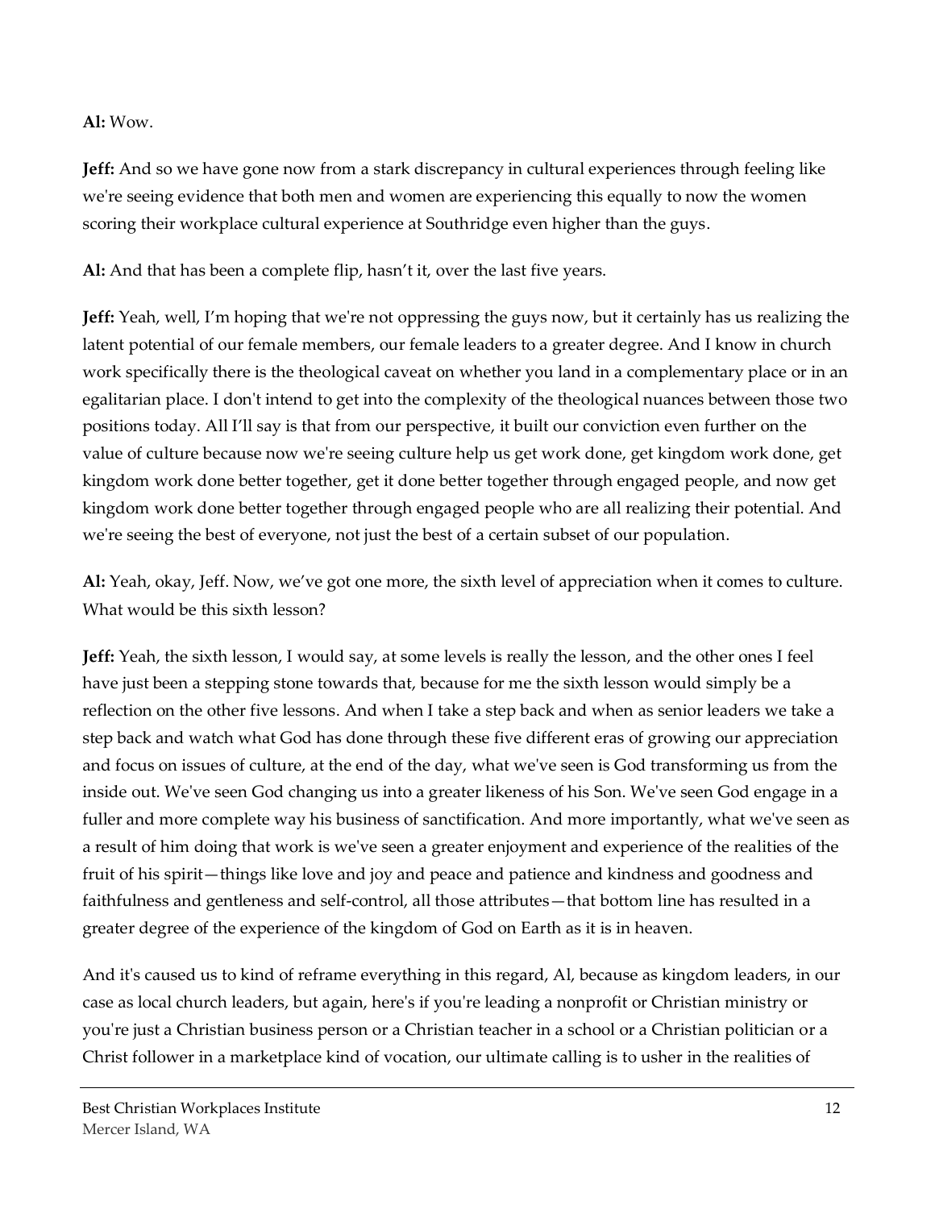**Al:** Wow.

**Jeff:** And so we have gone now from a stark discrepancy in cultural experiences through feeling like we're seeing evidence that both men and women are experiencing this equally to now the women scoring their workplace cultural experience at Southridge even higher than the guys.

**Al:** And that has been a complete flip, hasn't it, over the last five years.

**Jeff:** Yeah, well, I'm hoping that we're not oppressing the guys now, but it certainly has us realizing the latent potential of our female members, our female leaders to a greater degree. And I know in church work specifically there is the theological caveat on whether you land in a complementary place or in an egalitarian place. I don't intend to get into the complexity of the theological nuances between those two positions today. All I'll say is that from our perspective, it built our conviction even further on the value of culture because now we're seeing culture help us get work done, get kingdom work done, get kingdom work done better together, get it done better together through engaged people, and now get kingdom work done better together through engaged people who are all realizing their potential. And we're seeing the best of everyone, not just the best of a certain subset of our population.

**Al:** Yeah, okay, Jeff. Now, we've got one more, the sixth level of appreciation when it comes to culture. What would be this sixth lesson?

**Jeff:** Yeah, the sixth lesson, I would say, at some levels is really the lesson, and the other ones I feel have just been a stepping stone towards that, because for me the sixth lesson would simply be a reflection on the other five lessons. And when I take a step back and when as senior leaders we take a step back and watch what God has done through these five different eras of growing our appreciation and focus on issues of culture, at the end of the day, what we've seen is God transforming us from the inside out. We've seen God changing us into a greater likeness of his Son. We've seen God engage in a fuller and more complete way his business of sanctification. And more importantly, what we've seen as a result of him doing that work is we've seen a greater enjoyment and experience of the realities of the fruit of his spirit—things like love and joy and peace and patience and kindness and goodness and faithfulness and gentleness and self-control, all those attributes—that bottom line has resulted in a greater degree of the experience of the kingdom of God on Earth as it is in heaven.

And it's caused us to kind of reframe everything in this regard, Al, because as kingdom leaders, in our case as local church leaders, but again, here's if you're leading a nonprofit or Christian ministry or you're just a Christian business person or a Christian teacher in a school or a Christian politician or a Christ follower in a marketplace kind of vocation, our ultimate calling is to usher in the realities of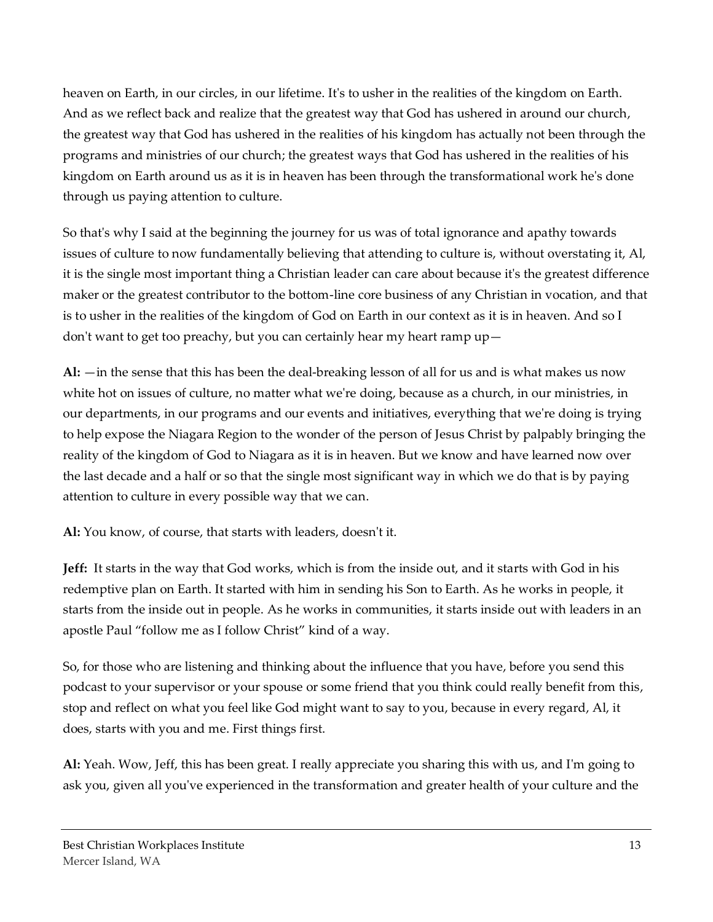heaven on Earth, in our circles, in our lifetime. It's to usher in the realities of the kingdom on Earth. And as we reflect back and realize that the greatest way that God has ushered in around our church, the greatest way that God has ushered in the realities of his kingdom has actually not been through the programs and ministries of our church; the greatest ways that God has ushered in the realities of his kingdom on Earth around us as it is in heaven has been through the transformational work he's done through us paying attention to culture.

So that's why I said at the beginning the journey for us was of total ignorance and apathy towards issues of culture to now fundamentally believing that attending to culture is, without overstating it, Al, it is the single most important thing a Christian leader can care about because it's the greatest difference maker or the greatest contributor to the bottom-line core business of any Christian in vocation, and that is to usher in the realities of the kingdom of God on Earth in our context as it is in heaven. And so I don't want to get too preachy, but you can certainly hear my heart ramp up—

**Al:** —in the sense that this has been the deal-breaking lesson of all for us and is what makes us now white hot on issues of culture, no matter what we're doing, because as a church, in our ministries, in our departments, in our programs and our events and initiatives, everything that we're doing is trying to help expose the Niagara Region to the wonder of the person of Jesus Christ by palpably bringing the reality of the kingdom of God to Niagara as it is in heaven. But we know and have learned now over the last decade and a half or so that the single most significant way in which we do that is by paying attention to culture in every possible way that we can.

**Al:** You know, of course, that starts with leaders, doesn't it.

**Jeff:** It starts in the way that God works, which is from the inside out, and it starts with God in his redemptive plan on Earth. It started with him in sending his Son to Earth. As he works in people, it starts from the inside out in people. As he works in communities, it starts inside out with leaders in an apostle Paul "follow me as I follow Christ" kind of a way.

So, for those who are listening and thinking about the influence that you have, before you send this podcast to your supervisor or your spouse or some friend that you think could really benefit from this, stop and reflect on what you feel like God might want to say to you, because in every regard, Al, it does, starts with you and me. First things first.

**Al:** Yeah. Wow, Jeff, this has been great. I really appreciate you sharing this with us, and I'm going to ask you, given all you've experienced in the transformation and greater health of your culture and the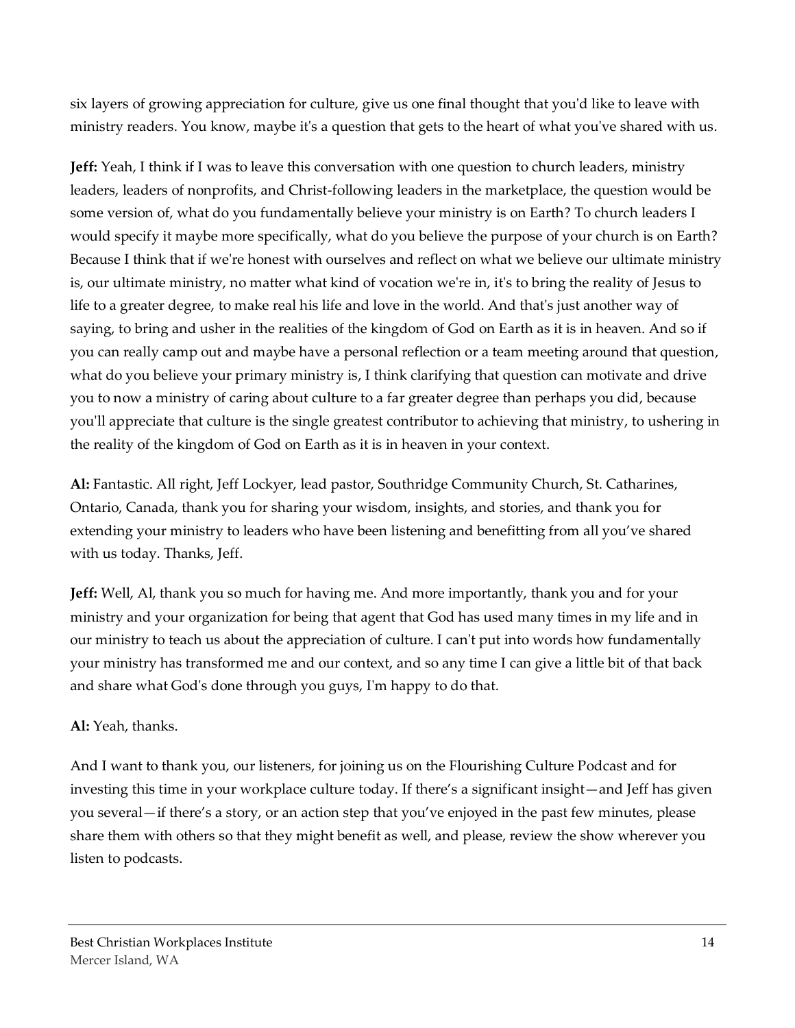six layers of growing appreciation for culture, give us one final thought that you'd like to leave with ministry readers. You know, maybe it's a question that gets to the heart of what you've shared with us.

**Jeff:** Yeah, I think if I was to leave this conversation with one question to church leaders, ministry leaders, leaders of nonprofits, and Christ-following leaders in the marketplace, the question would be some version of, what do you fundamentally believe your ministry is on Earth? To church leaders I would specify it maybe more specifically, what do you believe the purpose of your church is on Earth? Because I think that if we're honest with ourselves and reflect on what we believe our ultimate ministry is, our ultimate ministry, no matter what kind of vocation we're in, it's to bring the reality of Jesus to life to a greater degree, to make real his life and love in the world. And that's just another way of saying, to bring and usher in the realities of the kingdom of God on Earth as it is in heaven. And so if you can really camp out and maybe have a personal reflection or a team meeting around that question, what do you believe your primary ministry is, I think clarifying that question can motivate and drive you to now a ministry of caring about culture to a far greater degree than perhaps you did, because you'll appreciate that culture is the single greatest contributor to achieving that ministry, to ushering in the reality of the kingdom of God on Earth as it is in heaven in your context.

**Al:** Fantastic. All right, Jeff Lockyer, lead pastor, Southridge Community Church, St. Catharines, Ontario, Canada, thank you for sharing your wisdom, insights, and stories, and thank you for extending your ministry to leaders who have been listening and benefitting from all you've shared with us today. Thanks, Jeff.

**Jeff:** Well, Al, thank you so much for having me. And more importantly, thank you and for your ministry and your organization for being that agent that God has used many times in my life and in our ministry to teach us about the appreciation of culture. I can't put into words how fundamentally your ministry has transformed me and our context, and so any time I can give a little bit of that back and share what God's done through you guys, I'm happy to do that.

**Al:** Yeah, thanks.

And I want to thank you, our listeners, for joining us on the Flourishing Culture Podcast and for investing this time in your workplace culture today. If there's a significant insight—and Jeff has given you several—if there's a story, or an action step that you've enjoyed in the past few minutes, please share them with others so that they might benefit as well, and please, review the show wherever you listen to podcasts.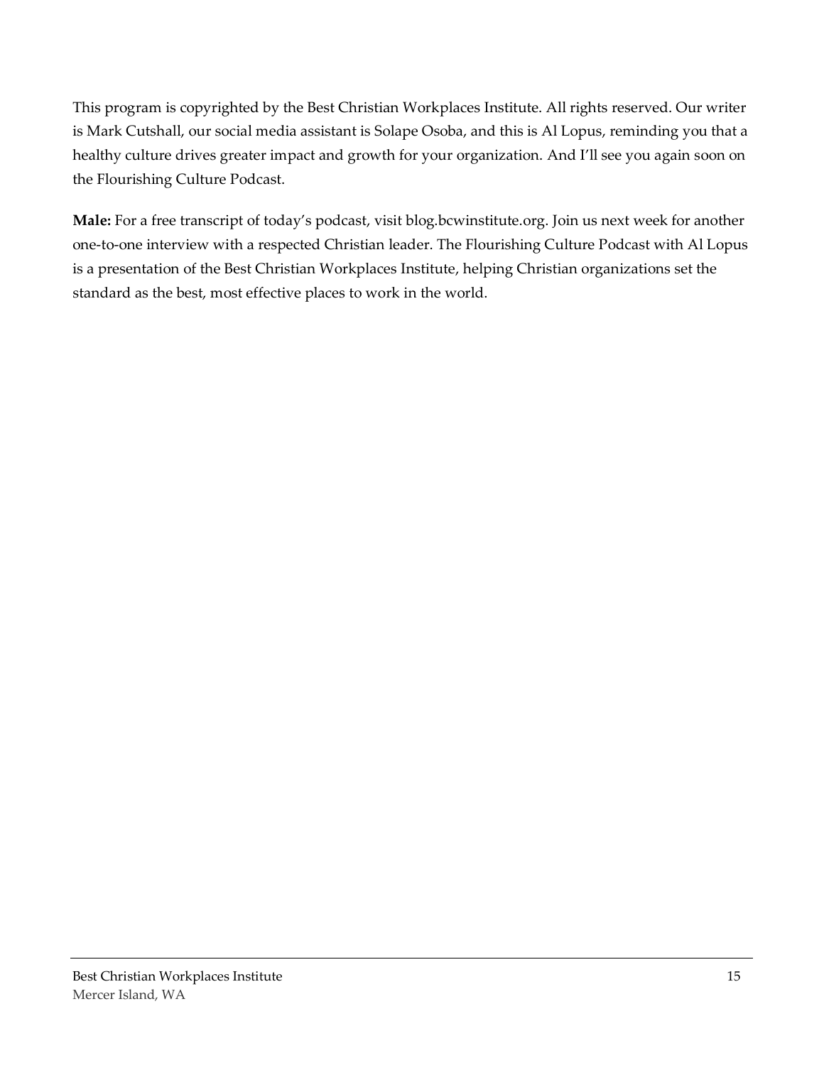This program is copyrighted by the Best Christian Workplaces Institute. All rights reserved. Our writer is Mark Cutshall, our social media assistant is Solape Osoba, and this is Al Lopus, reminding you that a healthy culture drives greater impact and growth for your organization. And I'll see you again soon on the Flourishing Culture Podcast.

**Male:** For a free transcript of today's podcast, visit blog.bcwinstitute.org. Join us next week for another one-to-one interview with a respected Christian leader. The Flourishing Culture Podcast with Al Lopus is a presentation of the Best Christian Workplaces Institute, helping Christian organizations set the standard as the best, most effective places to work in the world.